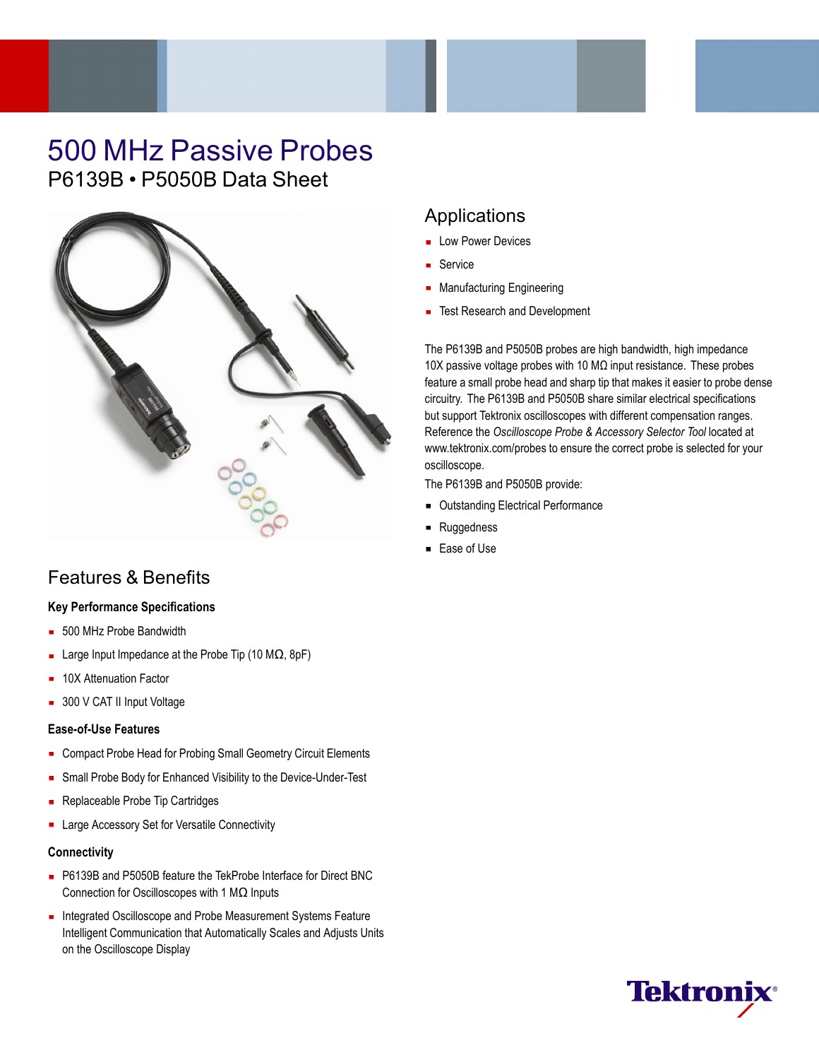# 500 MHz Passive Probes

## P6139B • P5050B Data Sheet

## Applications

- Low Power Devices
- Service
- Manufacturing Engineering
- Test Research and Development

The P6139B and P5050B probes are high bandwidth, high impedance 10X passive voltage probes with 10 MΩ input resistance. These probes feature a small probe head and sharp tip that makes it easier to probe dense circuitry. The P6139B and P5050B share similar electrical specifications but support Tektronix oscilloscopes with different compensation ranges. Reference the *Oscilloscope Probe & Accessory Selector Tool* located at www.tektronix.com/probes to ensure the correct probe is selected for your oscilloscope.

The P6139B and P5050B provide:

- Outstanding Electrical Performance
- Ruggedness
- Ease of Use

## Features & Benefits

### Key Performance Specifications

- 500 MHz Probe Bandwidth
- Large Input Impedance at the Probe Tip (10 MΩ, 8pF)
- 10X Attenuation Factor
- 300 V CAT II Input Voltage

### Ease-of-Use Features

- Compact Probe Head for Probing Small Geometry Circuit Elements
- Small Probe Body for Enhanced Visibility to the Device-Under-Test
- Replaceable Probe Tip Cartridges
- Large Accessory Set for Versatile Connectivity

### Connectivity

- P6139B and P5050B feature the TekProbe Interface for Direct BNC Connection for Oscilloscopes with 1 MΩ Inputs
- Integrated Oscilloscope and Probe Measurement Systems Feature Intelligent Communication that Automatically Scales and Adjusts Units on the Oscilloscope Display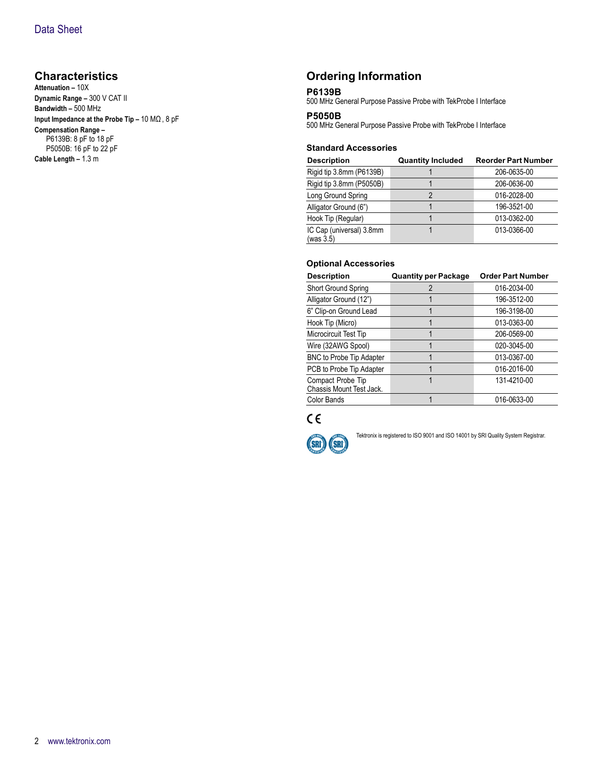## Characteristics

**Attenuation –** 10X

**Dynamic Range –** 300 V CAT II

**Bandwidth –** 500 MHz

**Input Impedance at the Probe Tip –** 10 MΩ , 8 pF

**Compensation Range –**

- P6139B: 8 pF to 18 pF
- P5050B: 16 pF to 22 pF

**Cable Length –** 1.3 m

## Ordering Information

### P6139B

500 MHz General Purpose Passive Probe with TekProbe I Interface

### P5050B

500 MHz General Purpose Passive Probe with TekProbe I Interface

### Standard Accessories

| Description | Quantity Included | Reorder Part Number |
|---|---|---|
| Rigid tip 3.8mm (P6139B) | 1 | 206-0635-00 |
| Rigid tip 3.8mm (P5050B) | 1 | 206-0636-00 |
| Long Ground Spring | 2 | 016-2028-00 |
| Alligator Ground (6") | 1 | 196-3521-00 |
| Hook Tip (Regular) | 1 | 013-0362-00 |
| IC Cap (universal) 3.8mm (was 3.5) | 1 | 013-0366-00 |

### Optional Accessories

| Description | Quantity per Package | Order Part Number |
|---|---|---|
| Short Ground Spring | 2 | 016-2034-00 |
| Alligator Ground (12") | 1 | 196-3512-00 |
| 6" Clip-on Ground Lead | 1 | 196-3198-00 |
| Hook Tip (Micro) | 1 | 013-0363-00 |
| Microcircuit Test Tip | 1 | 206-0569-00 |
| Wire (32AWG Spool) | 1 | 020-3045-00 |
| BNC to Probe Tip Adapter | 1 | 013-0367-00 |
| PCB to Probe Tip Adapter | 1 | 016-2016-00 |
| Compact Probe Tip Chassis Mount Test Jack. | 1 | 131-4210-00 |
| Color Bands | 1 | 016-0633-00 |

CE

Tektronix is registered to ISO 9001 and ISO 14001 by SRI Quality System Registrar.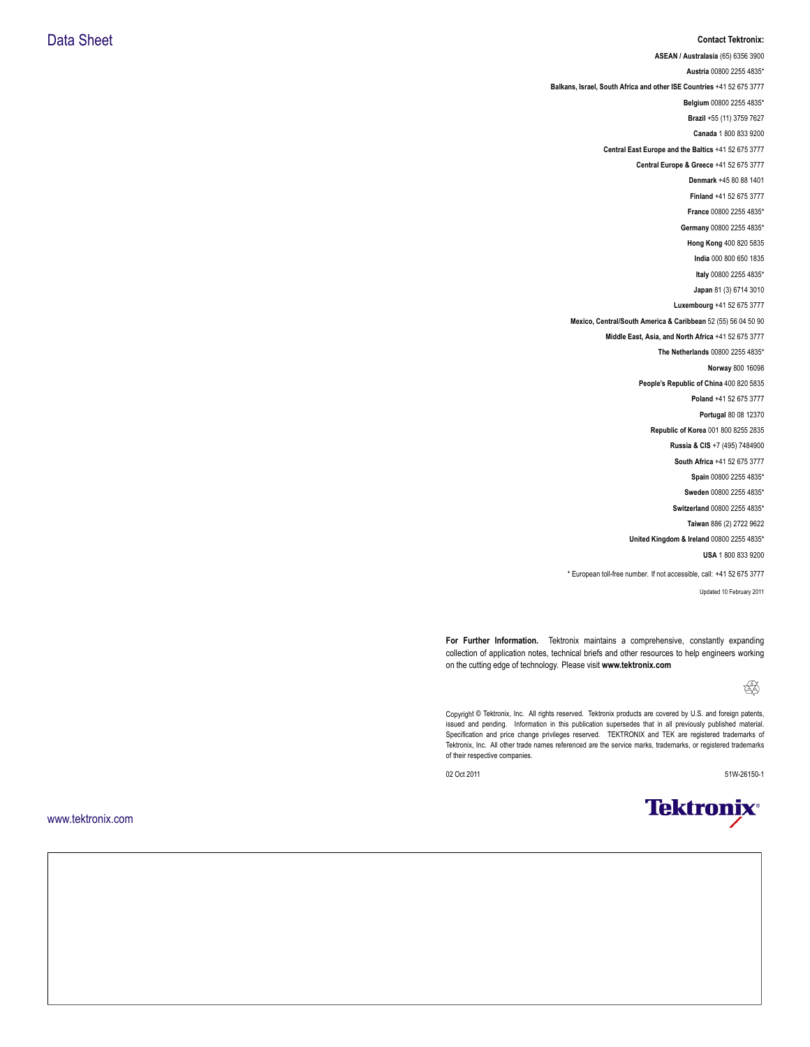**Contact Tektronix:**

**ASEAN / Australasia** (65) 6356 3900

**Austria** 00800 2255 4835*

**Balkans, Israel, South Africa and other ISE Countries** +41 52 675 3777

**Belgium** 00800 2255 4835*

**Brazil** +55 (11) 3759 7627

**Canada** 1 800 833 9200

**Central East Europe and the Baltics** +41 52 675 3777

**Central Europe & Greece** +41 52 675 3777

**Denmark** +45 80 88 1401

**Finland** +41 52 675 3777

**France** 00800 2255 4835*

**Germany** 00800 2255 4835*

**Hong Kong** 400 820 5835

**India** 000 800 650 1835

**Italy** 00800 2255 4835*

**Japan** 81 (3) 6714 3010

**Luxembourg** +41 52 675 3777

**Mexico, Central/South America & Caribbean** 52 (55) 56 04 50 90

**Middle East, Asia, and North Africa** +41 52 675 3777

**The Netherlands** 00800 2255 4835*

**Norway** 800 16098

**People's Republic of China** 400 820 5835

**Poland** +41 52 675 3777

**Portugal** 80 08 12370

**Republic of Korea** 001 800 8255 2835

**Russia & CIS** +7 (495) 7484900

**South Africa** +41 52 675 3777

**Spain** 00800 2255 4835*

**Sweden** 00800 2255 4835*

**Switzerland** 00800 2255 4835*

**Taiwan** 886 (2) 2722 9622

**United Kingdom & Ireland** 00800 2255 4835*

**USA** 1 800 833 9200

* European toll-free number. If not accessible, call: +41 52 675 3777

Updated 10 February 2011

**For Further Information.** Tektronix maintains a comprehensive, constantly expanding collection of application notes, technical briefs and other resources to help engineers working on the cutting edge of technology. Please visit **www.tektronix.com**

Copyright © Tektronix, Inc. All rights reserved. Tektronix products are covered by U.S. and foreign patents, issued and pending. Information in this publication supersedes that in all previously published material. Specification and price change privileges reserved. TEKTRONIX and TEK are registered trademarks of Tektronix, Inc. All other trade names referenced are the service marks, trademarks, or registered trademarks of their respective companies.

02 Oct 2011 51W-26150-1